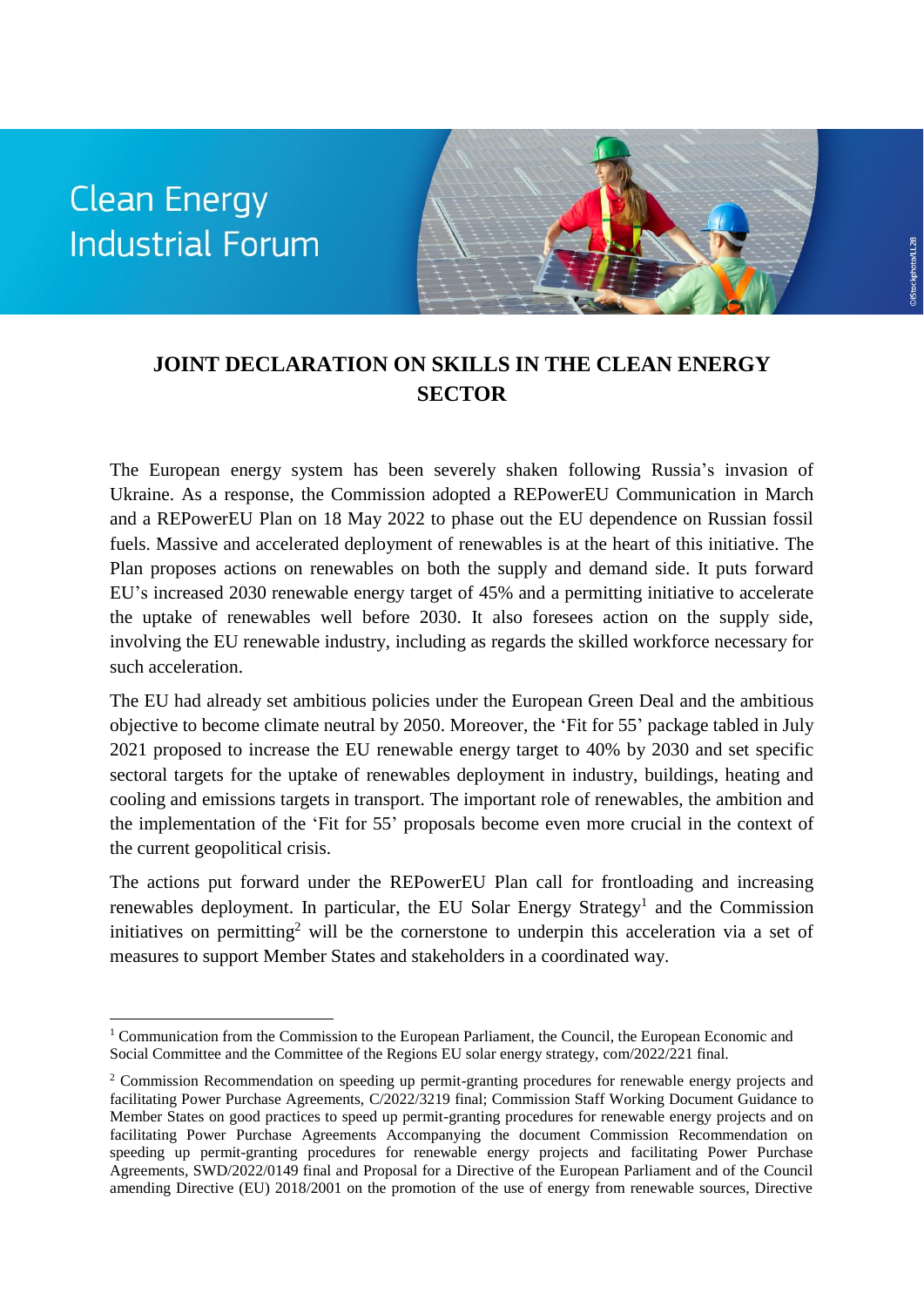Clean Energy Industrial Forum

# JOINT DECLARATION ON SKILLS IN THE CLEAN ENERGY SECTOR

The European energy system has been severely shaken following Russia's invasion of Ukraine. As a response, the Commission adopted a REPowerEU Communication in March and a REPowerEU Plan on 18 May 2022 to phase out the EU dependence on Russian fossil fuels. Massive and accelerated deployment of renewables is at the heart of this initiative. The Plan proposes actions on renewables on both the supply and demand side. It puts forward EU's increased 2030 renewable energy target of 45% and a permitting initiative to accelerate the uptake of renewables well before 2030. It also foresees action on the supply side, involving the EU renewable industry, including as regards the skilled workforce necessary for such acceleration.

The EU had already set ambitious policies under the European Green Deal and the ambitious objective to become climate neutral by 2050. Moreover, the 'Fit for 55' package tabled in July 2021 proposed to increase the EU renewable energy target to 40% by 2030 and set specific sectoral targets for the uptake of renewables deployment in industry, buildings, heating and cooling and emissions targets in transport. The important role of renewables, the ambition and the implementation of the 'Fit for 55' proposals become even more crucial in the context of the current geopolitical crisis.

The actions put forward under the REPowerEU Plan call for frontloading and increasing renewables deployment. In particular, the EU Solar Energy Strategy[1] and the Commission initiatives on permitting[2] will be the cornerstone to underpin this acceleration via a set of measures to support Member States and stakeholders in a coordinated way.

[1] Communication from the Commission to the European Parliament, the Council, the European Economic and Social Committee and the Committee of the Regions EU solar energy strategy, com/2022/221 final.

[2] Commission Recommendation on speeding up permit-granting procedures for renewable energy projects and facilitating Power Purchase Agreements, C/2022/3219 final; Commission Staff Working Document Guidance to Member States on good practices to speed up permit-granting procedures for renewable energy projects and on facilitating Power Purchase Agreements Accompanying the document Commission Recommendation on speeding up permit-granting procedures for renewable energy projects and facilitating Power Purchase Agreements, SWD/2022/0149 final and Proposal for a Directive of the European Parliament and of the Council amending Directive (EU) 2018/2001 on the promotion of the use of energy from renewable sources, Directive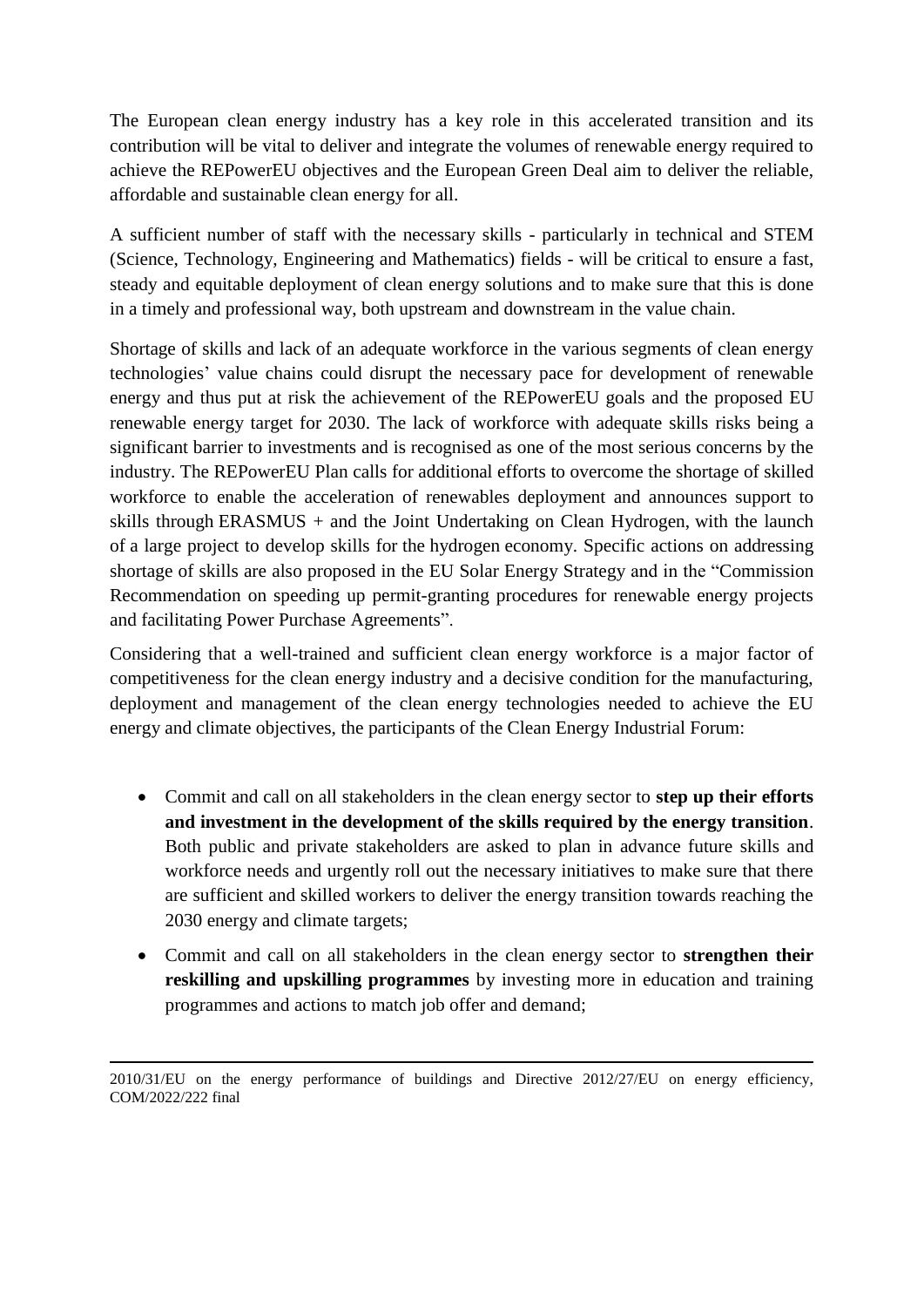The European clean energy industry has a key role in this accelerated transition and its contribution will be vital to deliver and integrate the volumes of renewable energy required to achieve the REPowerEU objectives and the European Green Deal aim to deliver the reliable, affordable and sustainable clean energy for all.

A sufficient number of staff with the necessary skills - particularly in technical and STEM (Science, Technology, Engineering and Mathematics) fields - will be critical to ensure a fast, steady and equitable deployment of clean energy solutions and to make sure that this is done in a timely and professional way, both upstream and downstream in the value chain.

Shortage of skills and lack of an adequate workforce in the various segments of clean energy technologies' value chains could disrupt the necessary pace for development of renewable energy and thus put at risk the achievement of the REPowerEU goals and the proposed EU renewable energy target for 2030. The lack of workforce with adequate skills risks being a significant barrier to investments and is recognised as one of the most serious concerns by the industry. The REPowerEU Plan calls for additional efforts to overcome the shortage of skilled workforce to enable the acceleration of renewables deployment and announces support to skills through ERASMUS + and the Joint Undertaking on Clean Hydrogen, with the launch of a large project to develop skills for the hydrogen economy. Specific actions on addressing shortage of skills are also proposed in the EU Solar Energy Strategy and in the "Commission Recommendation on speeding up permit-granting procedures for renewable energy projects and facilitating Power Purchase Agreements".

Considering that a well-trained and sufficient clean energy workforce is a major factor of competitiveness for the clean energy industry and a decisive condition for the manufacturing, deployment and management of the clean energy technologies needed to achieve the EU energy and climate objectives, the participants of the Clean Energy Industrial Forum:

- Commit and call on all stakeholders in the clean energy sector to **step up their efforts and investment in the development of the skills required by the energy transition**. Both public and private stakeholders are asked to plan in advance future skills and workforce needs and urgently roll out the necessary initiatives to make sure that there are sufficient and skilled workers to deliver the energy transition towards reaching the 2030 energy and climate targets;
- Commit and call on all stakeholders in the clean energy sector to **strengthen their reskilling and upskilling programmes** by investing more in education and training programmes and actions to match job offer and demand;

---

2010/31/EU on the energy performance of buildings and Directive 2012/27/EU on energy efficiency, COM/2022/222 final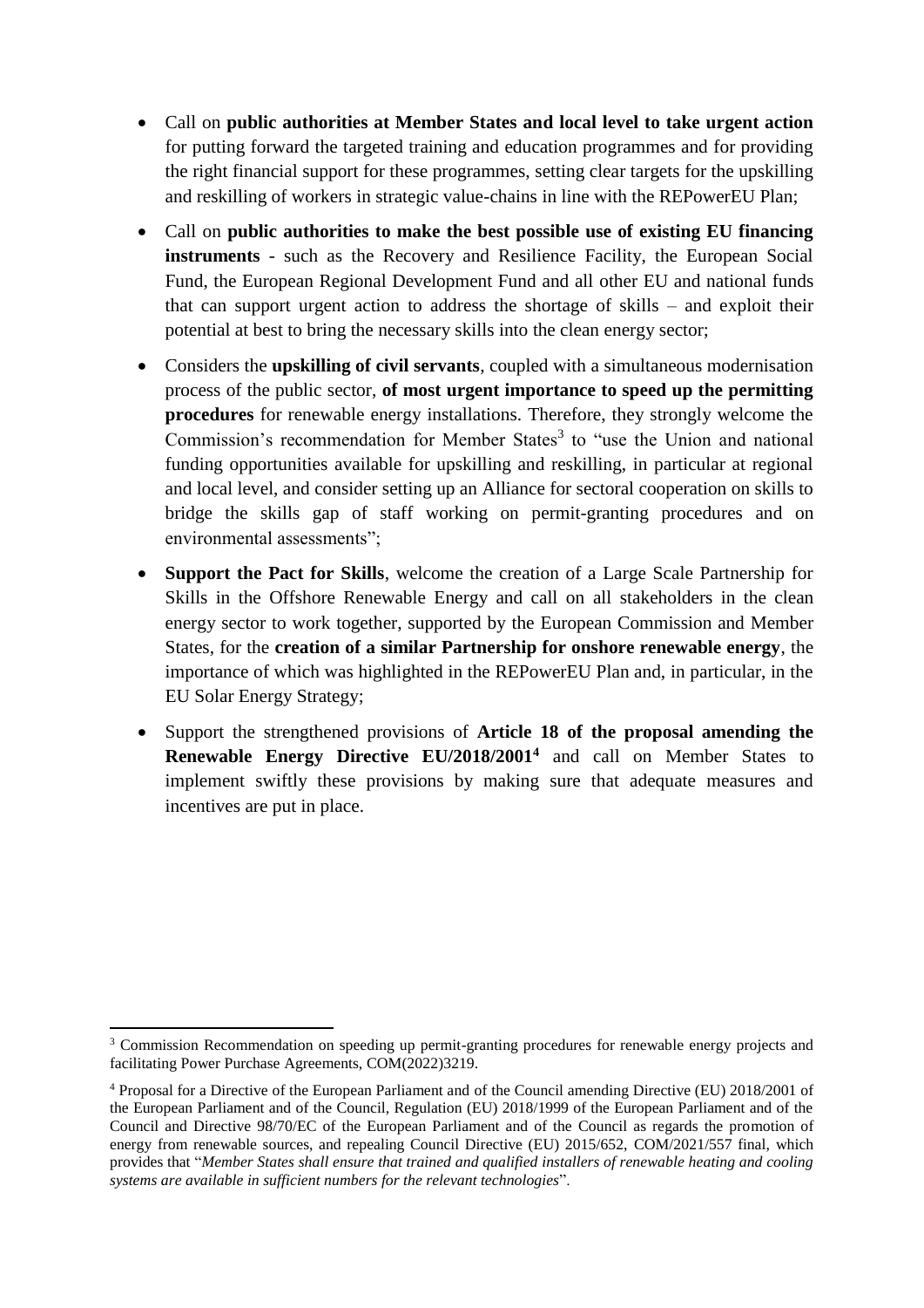- Call on **public authorities at Member States and local level to take urgent action** for putting forward the targeted training and education programmes and for providing the right financial support for these programmes, setting clear targets for the upskilling and reskilling of workers in strategic value-chains in line with the REPowerEU Plan;
- Call on **public authorities to make the best possible use of existing EU financing instruments** - such as the Recovery and Resilience Facility, the European Social Fund, the European Regional Development Fund and all other EU and national funds that can support urgent action to address the shortage of skills – and exploit their potential at best to bring the necessary skills into the clean energy sector;
- Considers the **upskilling of civil servants**, coupled with a simultaneous modernisation process of the public sector, **of most urgent importance to speed up the permitting procedures** for renewable energy installations. Therefore, they strongly welcome the Commission's recommendation for Member States[3] to "use the Union and national funding opportunities available for upskilling and reskilling, in particular at regional and local level, and consider setting up an Alliance for sectoral cooperation on skills to bridge the skills gap of staff working on permit-granting procedures and on environmental assessments";
- **Support the Pact for Skills**, welcome the creation of a Large Scale Partnership for Skills in the Offshore Renewable Energy and call on all stakeholders in the clean energy sector to work together, supported by the European Commission and Member States, for the **creation of a similar Partnership for onshore renewable energy**, the importance of which was highlighted in the REPowerEU Plan and, in particular, in the EU Solar Energy Strategy;
- Support the strengthened provisions of **Article 18 of the proposal amending the Renewable Energy Directive EU/2018/2001[4]** and call on Member States to implement swiftly these provisions by making sure that adequate measures and incentives are put in place.

---

[3] Commission Recommendation on speeding up permit-granting procedures for renewable energy projects and facilitating Power Purchase Agreements, COM(2022)3219.

[4] Proposal for a Directive of the European Parliament and of the Council amending Directive (EU) 2018/2001 of the European Parliament and of the Council, Regulation (EU) 2018/1999 of the European Parliament and of the Council and Directive 98/70/EC of the European Parliament and of the Council as regards the promotion of energy from renewable sources, and repealing Council Directive (EU) 2015/652, COM/2021/557 final, which provides that "*Member States shall ensure that trained and qualified installers of renewable heating and cooling systems are available in sufficient numbers for the relevant technologies*".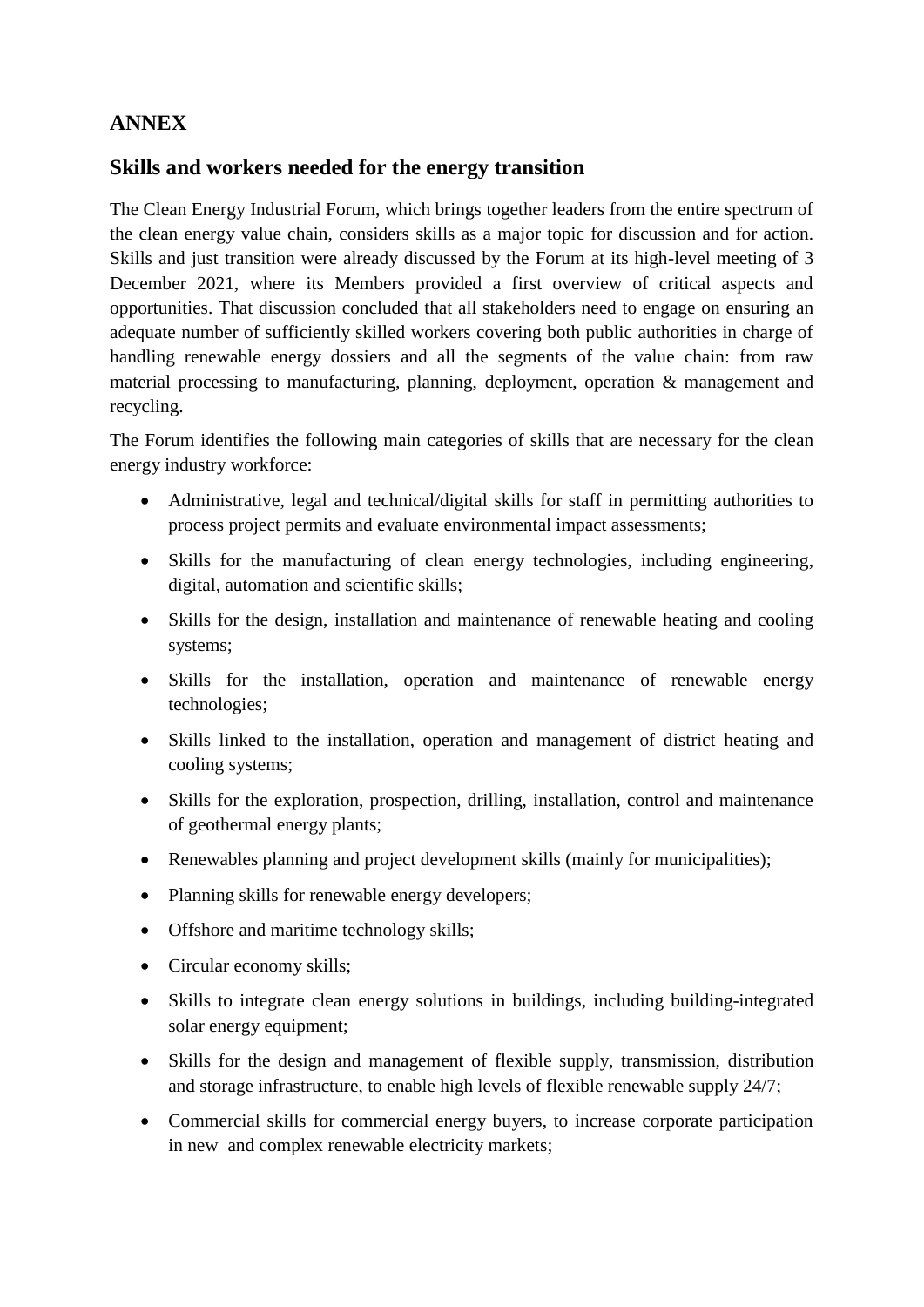## ANNEX

## Skills and workers needed for the energy transition

The Clean Energy Industrial Forum, which brings together leaders from the entire spectrum of the clean energy value chain, considers skills as a major topic for discussion and for action. Skills and just transition were already discussed by the Forum at its high-level meeting of 3 December 2021, where its Members provided a first overview of critical aspects and opportunities. That discussion concluded that all stakeholders need to engage on ensuring an adequate number of sufficiently skilled workers covering both public authorities in charge of handling renewable energy dossiers and all the segments of the value chain: from raw material processing to manufacturing, planning, deployment, operation & management and recycling.

The Forum identifies the following main categories of skills that are necessary for the clean energy industry workforce:

- Administrative, legal and technical/digital skills for staff in permitting authorities to process project permits and evaluate environmental impact assessments;
- Skills for the manufacturing of clean energy technologies, including engineering, digital, automation and scientific skills;
- Skills for the design, installation and maintenance of renewable heating and cooling systems;
- Skills for the installation, operation and maintenance of renewable energy technologies;
- Skills linked to the installation, operation and management of district heating and cooling systems;
- Skills for the exploration, prospection, drilling, installation, control and maintenance of geothermal energy plants;
- Renewables planning and project development skills (mainly for municipalities);
- Planning skills for renewable energy developers;
- Offshore and maritime technology skills;
- Circular economy skills;
- Skills to integrate clean energy solutions in buildings, including building-integrated solar energy equipment;
- Skills for the design and management of flexible supply, transmission, distribution and storage infrastructure, to enable high levels of flexible renewable supply 24/7;
- Commercial skills for commercial energy buyers, to increase corporate participation in new and complex renewable electricity markets;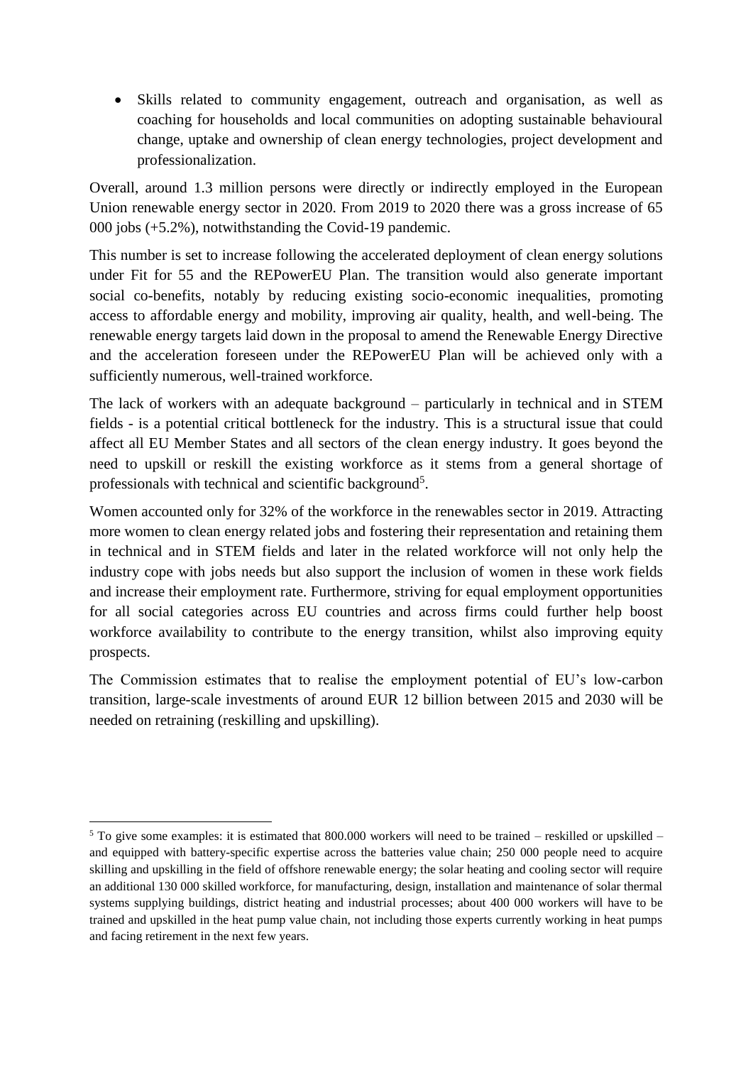- Skills related to community engagement, outreach and organisation, as well as coaching for households and local communities on adopting sustainable behavioural change, uptake and ownership of clean energy technologies, project development and professionalization.

Overall, around 1.3 million persons were directly or indirectly employed in the European Union renewable energy sector in 2020. From 2019 to 2020 there was a gross increase of 65 000 jobs (+5.2%), notwithstanding the Covid-19 pandemic.

This number is set to increase following the accelerated deployment of clean energy solutions under Fit for 55 and the REPowerEU Plan. The transition would also generate important social co-benefits, notably by reducing existing socio-economic inequalities, promoting access to affordable energy and mobility, improving air quality, health, and well-being. The renewable energy targets laid down in the proposal to amend the Renewable Energy Directive and the acceleration foreseen under the REPowerEU Plan will be achieved only with a sufficiently numerous, well-trained workforce.

The lack of workers with an adequate background – particularly in technical and in STEM fields - is a potential critical bottleneck for the industry. This is a structural issue that could affect all EU Member States and all sectors of the clean energy industry. It goes beyond the need to upskill or reskill the existing workforce as it stems from a general shortage of professionals with technical and scientific background[5].

Women accounted only for 32% of the workforce in the renewables sector in 2019. Attracting more women to clean energy related jobs and fostering their representation and retaining them in technical and in STEM fields and later in the related workforce will not only help the industry cope with jobs needs but also support the inclusion of women in these work fields and increase their employment rate. Furthermore, striving for equal employment opportunities for all social categories across EU countries and across firms could further help boost workforce availability to contribute to the energy transition, whilst also improving equity prospects.

The Commission estimates that to realise the employment potential of EU's low-carbon transition, large-scale investments of around EUR 12 billion between 2015 and 2030 will be needed on retraining (reskilling and upskilling).

[5] To give some examples: it is estimated that 800.000 workers will need to be trained – reskilled or upskilled – and equipped with battery-specific expertise across the batteries value chain; 250 000 people need to acquire skilling and upskilling in the field of offshore renewable energy; the solar heating and cooling sector will require an additional 130 000 skilled workforce, for manufacturing, design, installation and maintenance of solar thermal systems supplying buildings, district heating and industrial processes; about 400 000 workers will have to be trained and upskilled in the heat pump value chain, not including those experts currently working in heat pumps and facing retirement in the next few years.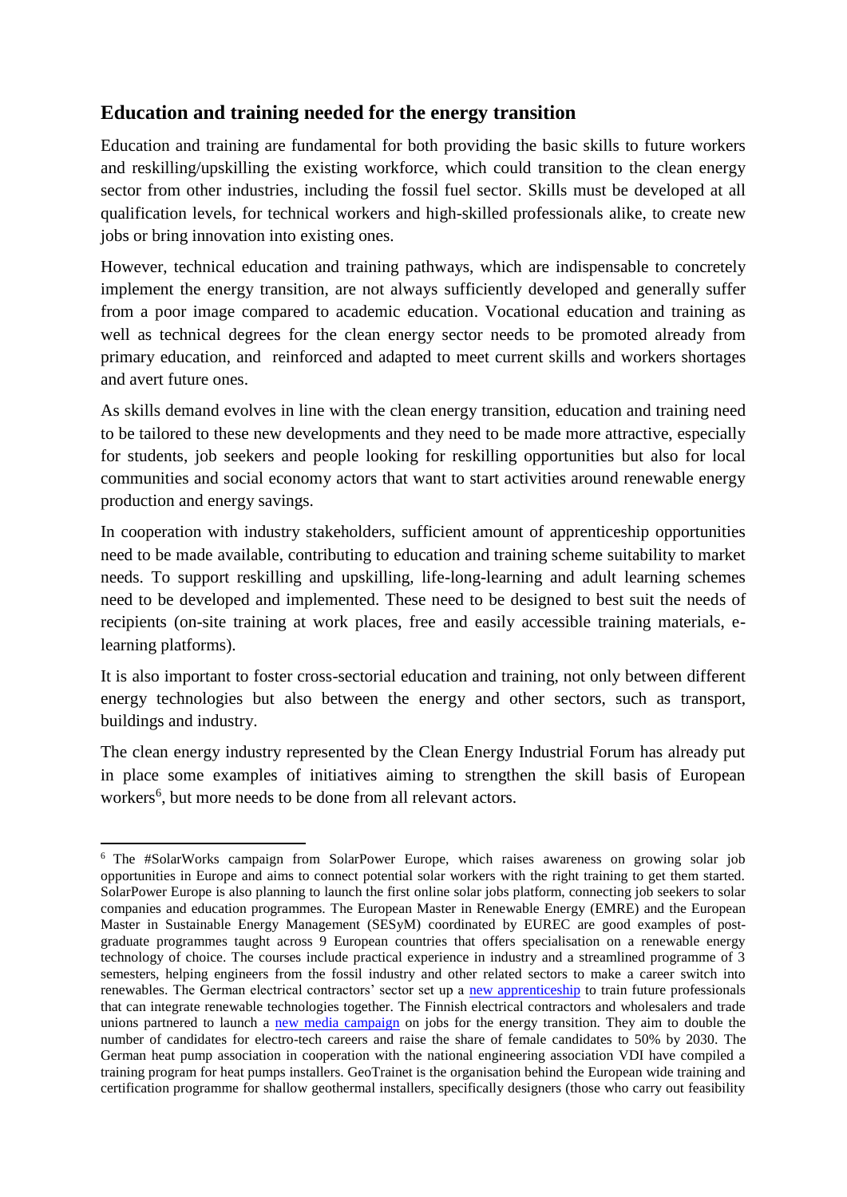## Education and training needed for the energy transition

Education and training are fundamental for both providing the basic skills to future workers and reskilling/upskilling the existing workforce, which could transition to the clean energy sector from other industries, including the fossil fuel sector. Skills must be developed at all qualification levels, for technical workers and high-skilled professionals alike, to create new jobs or bring innovation into existing ones.

However, technical education and training pathways, which are indispensable to concretely implement the energy transition, are not always sufficiently developed and generally suffer from a poor image compared to academic education. Vocational education and training as well as technical degrees for the clean energy sector needs to be promoted already from primary education, and reinforced and adapted to meet current skills and workers shortages and avert future ones.

As skills demand evolves in line with the clean energy transition, education and training need to be tailored to these new developments and they need to be made more attractive, especially for students, job seekers and people looking for reskilling opportunities but also for local communities and social economy actors that want to start activities around renewable energy production and energy savings.

In cooperation with industry stakeholders, sufficient amount of apprenticeship opportunities need to be made available, contributing to education and training scheme suitability to market needs. To support reskilling and upskilling, life-long-learning and adult learning schemes need to be developed and implemented. These need to be designed to best suit the needs of recipients (on-site training at work places, free and easily accessible training materials, e-learning platforms).

It is also important to foster cross-sectorial education and training, not only between different energy technologies but also between the energy and other sectors, such as transport, buildings and industry.

The clean energy industry represented by the Clean Energy Industrial Forum has already put in place some examples of initiatives aiming to strengthen the skill basis of European workers[6], but more needs to be done from all relevant actors.

---

[6] The #SolarWorks campaign from SolarPower Europe, which raises awareness on growing solar job opportunities in Europe and aims to connect potential solar workers with the right training to get them started. SolarPower Europe is also planning to launch the first online solar jobs platform, connecting job seekers to solar companies and education programmes. The European Master in Renewable Energy (EMRE) and the European Master in Sustainable Energy Management (SESyM) coordinated by EUREC are good examples of post-graduate programmes taught across 9 European countries that offers specialisation on a renewable energy technology of choice. The courses include practical experience in industry and a streamlined programme of 3 semesters, helping engineers from the fossil industry and other related sectors to make a career switch into renewables. The German electrical contractors' sector set up a new apprenticeship to train future professionals that can integrate renewable technologies together. The Finnish electrical contractors and wholesalers and trade unions partnered to launch a new media campaign on jobs for the energy transition. They aim to double the number of candidates for electro-tech careers and raise the share of female candidates to 50% by 2030. The German heat pump association in cooperation with the national engineering association VDI have compiled a training program for heat pumps installers. GeoTrainet is the organisation behind the European wide training and certification programme for shallow geothermal installers, specifically designers (those who carry out feasibility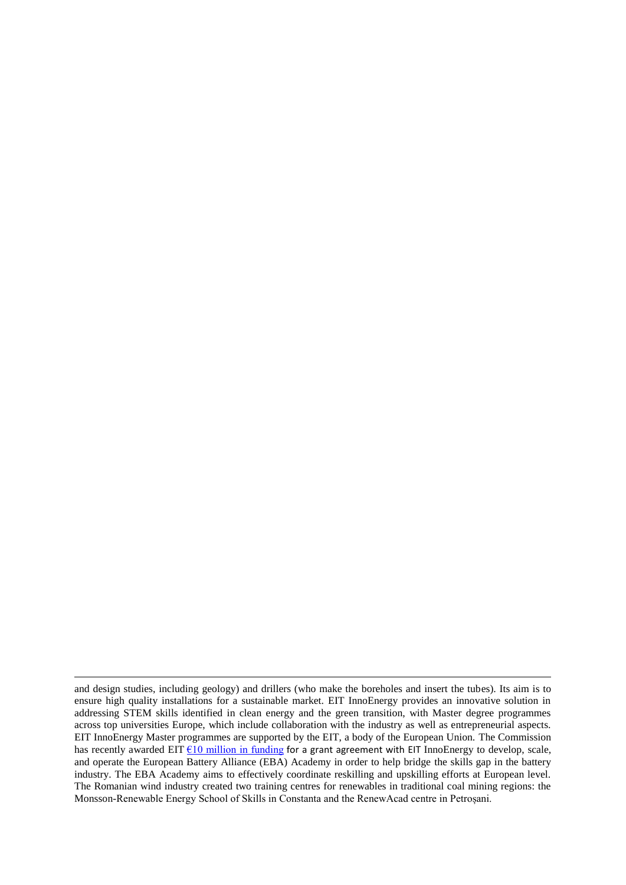and design studies, including geology) and drillers (who make the boreholes and insert the tubes). Its aim is to ensure high quality installations for a sustainable market. EIT InnoEnergy provides an innovative solution in addressing STEM skills identified in clean energy and the green transition, with Master degree programmes across top universities Europe, which include collaboration with the industry as well as entrepreneurial aspects. EIT InnoEnergy Master programmes are supported by the EIT, a body of the European Union. The Commission has recently awarded EIT €10 million in funding for a grant agreement with EIT InnoEnergy to develop, scale, and operate the European Battery Alliance (EBA) Academy in order to help bridge the skills gap in the battery industry. The EBA Academy aims to effectively coordinate reskilling and upskilling efforts at European level. The Romanian wind industry created two training centres for renewables in traditional coal mining regions: the Monsson-Renewable Energy School of Skills in Constanta and the RenewAcad centre in Petroșani.